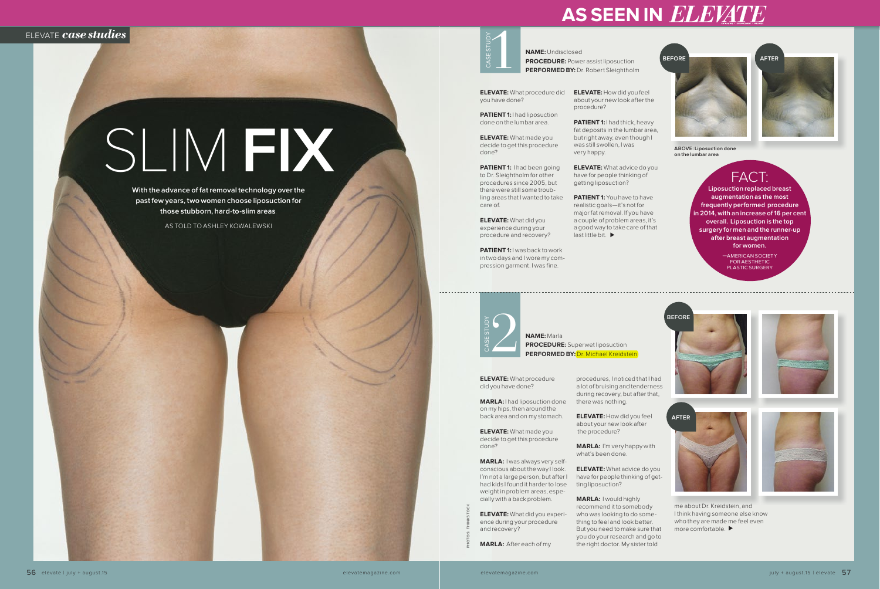# AS SEEN IN ELEVATE

ELEVATE *case studies*

# SLIM **FIX**

**With the advance of fat removal technology over the past few years, two women choose liposuction for those stubborn, hard-to-slim areas**

AS TOLD TO ASHLEY KOWALEWSKI

## CASE STUDY 1

**NAME:** Undisclosed
**PROCEDURE:** Power assist liposuction
**PERFORMED BY:** Dr. Robert Sleightholm

**ELEVATE:** What procedure did you have done?

**PATIENT 1:** I had liposuction done on the lumbar area.

**ELEVATE:** What made you decide to get this procedure done?

**PATIENT 1:** I had been going to Dr. Sleightholm for other procedures since 2005, but there were still some troubling areas that I wanted to take care of.

**ELEVATE:** What did you experience during your procedure and recovery?

**PATIENT 1:** I was back to work in two days and I wore my compression garment. I was fine.

**ELEVATE:** How did you feel about your new look after the procedure?

**PATIENT 1:** I had thick, heavy fat deposits in the lumbar area, but right away, even though I was still swollen, I was very happy.

**ELEVATE:** What advice do you have for people thinking of getting liposuction?

**PATIENT 1:** You have to have realistic goals—it's not for major fat removal. If you have a couple of problem areas, it's a good way to take care of that last little bit. ▶

BEFORE AFTER

**ABOVE: Liposuction done on the lumbar area**

### FACT:

**Liposuction replaced breast augmentation as the most frequently performed procedure in 2014, with an increase of 16 per cent overall. Liposuction is the top surgery for men and the runner-up after breast augmentation for women.**

—AMERICAN SOCIETY FOR AESTHETIC PLASTIC SURGERY

## CASE STUDY 2

**NAME:** Marla
**PROCEDURE:** Superwet liposuction
**PERFORMED BY:** Dr. Michael Kreidstein

**ELEVATE:** What procedure did you have done?

**MARLA:** I had liposuction done on my hips, then around the back area and on my stomach.

**ELEVATE:** What made you decide to get this procedure done?

**MARLA:** I was always very self-conscious about the way I look. I'm not a large person, but after I had kids I found it harder to lose weight in problem areas, especially with a back problem.

**ELEVATE:** What did you experience during your procedure and recovery?

**MARLA:** After each of my procedures, I noticed that I had a lot of bruising and tenderness during recovery, but after that, there was nothing.

**ELEVATE:** How did you feel about your new look after the procedure?

**MARLA:** I'm very happy with what's been done.

**ELEVATE:** What advice do you have for people thinking of getting liposuction?

**MARLA:** I would highly recommend it to somebody who was looking to do something to feel and look better. But you need to make sure that you do your research and go to the right doctor. My sister told me about Dr. Kreidstein, and I think having someone else know who they are made me feel even more comfortable. ▶

BEFORE

AFTER

PHOTOS: THINKSTOCK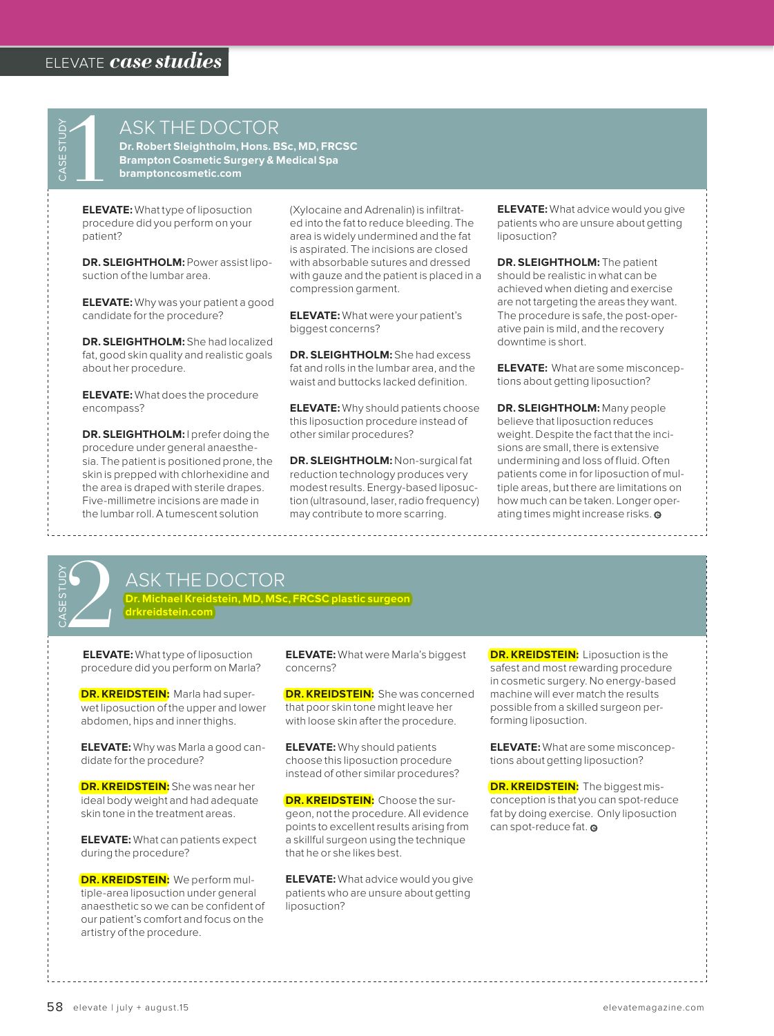ELEVATE *case studies*

## CASE STUDY 1

# ASK THE DOCTOR

**Dr. Robert Sleightholm, Hons. BSc, MD, FRCSC**
**Brampton Cosmetic Surgery & Medical Spa**
**bramptoncosmetic.com**

**ELEVATE:** What type of liposuction procedure did you perform on your patient?

**DR. SLEIGHTHOLM:** Power assist liposuction of the lumbar area.

**ELEVATE:** Why was your patient a good candidate for the procedure?

**DR. SLEIGHTHOLM:** She had localized fat, good skin quality and realistic goals about her procedure.

**ELEVATE:** What does the procedure encompass?

**DR. SLEIGHTHOLM:** I prefer doing the procedure under general anaesthesia. The patient is positioned prone, the skin is prepped with chlorhexidine and the area is draped with sterile drapes. Five-millimetre incisions are made in the lumbar roll. A tumescent solution (Xylocaine and Adrenalin) is infiltrated into the fat to reduce bleeding. The area is widely undermined and the fat is aspirated. The incisions are closed with absorbable sutures and dressed with gauze and the patient is placed in a compression garment.

**ELEVATE:** What were your patient's biggest concerns?

**DR. SLEIGHTHOLM:** She had excess fat and rolls in the lumbar area, and the waist and buttocks lacked definition.

**ELEVATE:** Why should patients choose this liposuction procedure instead of other similar procedures?

**DR. SLEIGHTHOLM:** Non-surgical fat reduction technology produces very modest results. Energy-based liposuction (ultrasound, laser, radio frequency) may contribute to more scarring.

**ELEVATE:** What advice would you give patients who are unsure about getting liposuction?

**DR. SLEIGHTHOLM:** The patient should be realistic in what can be achieved when dieting and exercise are not targeting the areas they want. The procedure is safe, the post-operative pain is mild, and the recovery downtime is short.

**ELEVATE:** What are some misconceptions about getting liposuction?

**DR. SLEIGHTHOLM:** Many people believe that liposuction reduces weight. Despite the fact that the incisions are small, there is extensive undermining and loss of fluid. Often patients come in for liposuction of multiple areas, but there are limitations on how much can be taken. Longer operating times might increase risks.

## CASE STUDY 2

# ASK THE DOCTOR

**Dr. Michael Kreidstein, MD, MSc, FRCSC plastic surgeon**
**drkreidstein.com**

**ELEVATE:** What type of liposuction procedure did you perform on Marla?

**DR. KREIDSTEIN:** Marla had super-wet liposuction of the upper and lower abdomen, hips and inner thighs.

**ELEVATE:** Why was Marla a good candidate for the procedure?

**DR. KREIDSTEIN:** She was near her ideal body weight and had adequate skin tone in the treatment areas.

**ELEVATE:** What can patients expect during the procedure?

**DR. KREIDSTEIN:** We perform multiple-area liposuction under general anaesthetic so we can be confident of our patient's comfort and focus on the artistry of the procedure.

**ELEVATE:** What were Marla's biggest concerns?

**DR. KREIDSTEIN:** She was concerned that poor skin tone might leave her with loose skin after the procedure.

**ELEVATE:** Why should patients choose this liposuction procedure instead of other similar procedures?

**DR. KREIDSTEIN:** Choose the surgeon, not the procedure. All evidence points to excellent results arising from a skillful surgeon using the technique that he or she likes best.

**ELEVATE:** What advice would you give patients who are unsure about getting liposuction?

**DR. KREIDSTEIN:** Liposuction is the safest and most rewarding procedure in cosmetic surgery. No energy-based machine will ever match the results possible from a skilled surgeon performing liposuction.

**ELEVATE:** What are some misconceptions about getting liposuction?

**DR. KREIDSTEIN:** The biggest misconception is that you can spot-reduce fat by doing exercise. Only liposuction can spot-reduce fat.